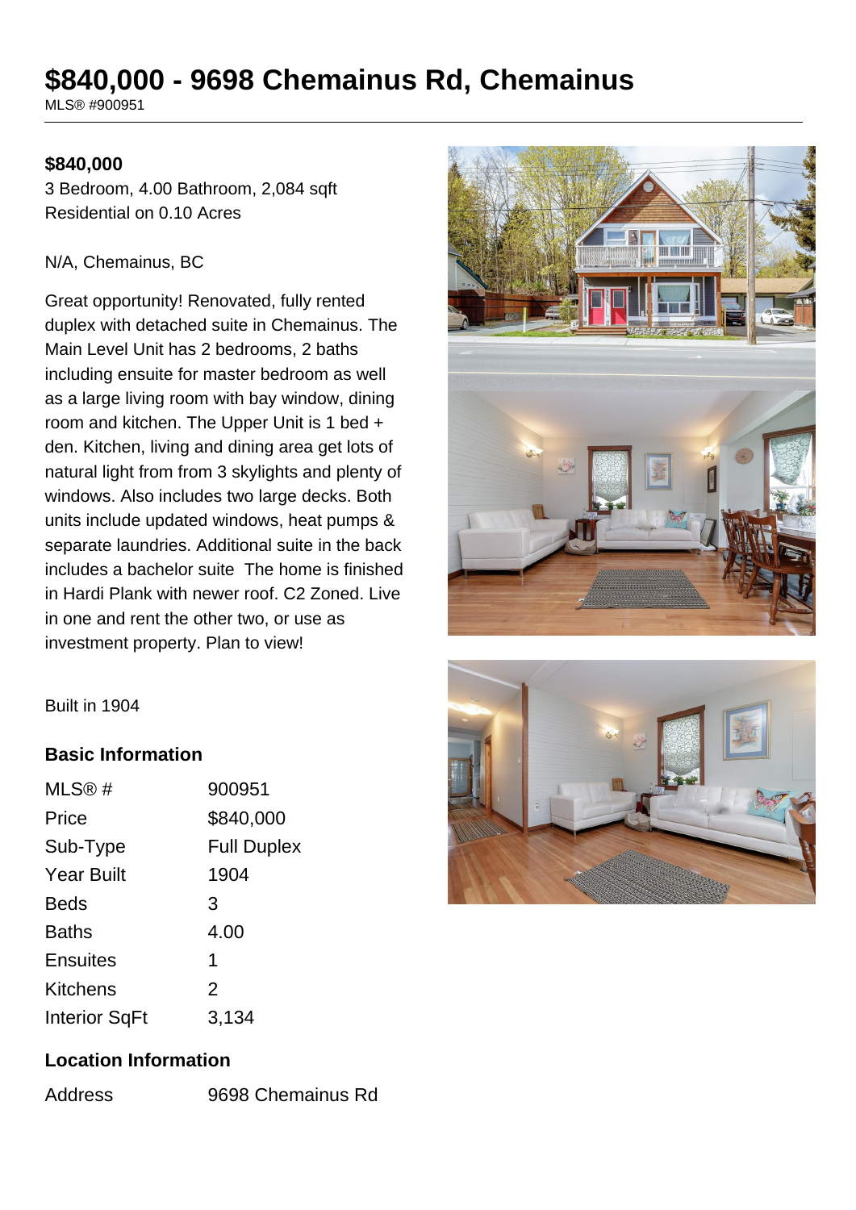# $840,000 - 9698 Chemainus Rd, Chemainus

MLS® #900951

**$840,000**

3 Bedroom, 4.00 Bathroom, 2,084 sqft
Residential on 0.10 Acres

N/A, Chemainus, BC

Great opportunity! Renovated, fully rented duplex with detached suite in Chemainus. The Main Level Unit has 2 bedrooms, 2 baths including ensuite for master bedroom as well as a large living room with bay window, dining room and kitchen. The Upper Unit is 1 bed + den. Kitchen, living and dining area get lots of natural light from from 3 skylights and plenty of windows. Also includes two large decks. Both units include updated windows, heat pumps & separate laundries. Additional suite in the back includes a bachelor suite  The home is finished in Hardi Plank with newer roof. C2 Zoned. Live in one and rent the other two, or use as investment property. Plan to view!

Built in 1904

### Basic Information

| | |
|---|---|
| MLS® # | 900951 |
| Price | $840,000 |
| Sub-Type | Full Duplex |
| Year Built | 1904 |
| Beds | 3 |
| Baths | 4.00 |
| Ensuites | 1 |
| Kitchens | 2 |
| Interior SqFt | 3,134 |

### Location Information

| | |
|---|---|
| Address | 9698 Chemainus Rd |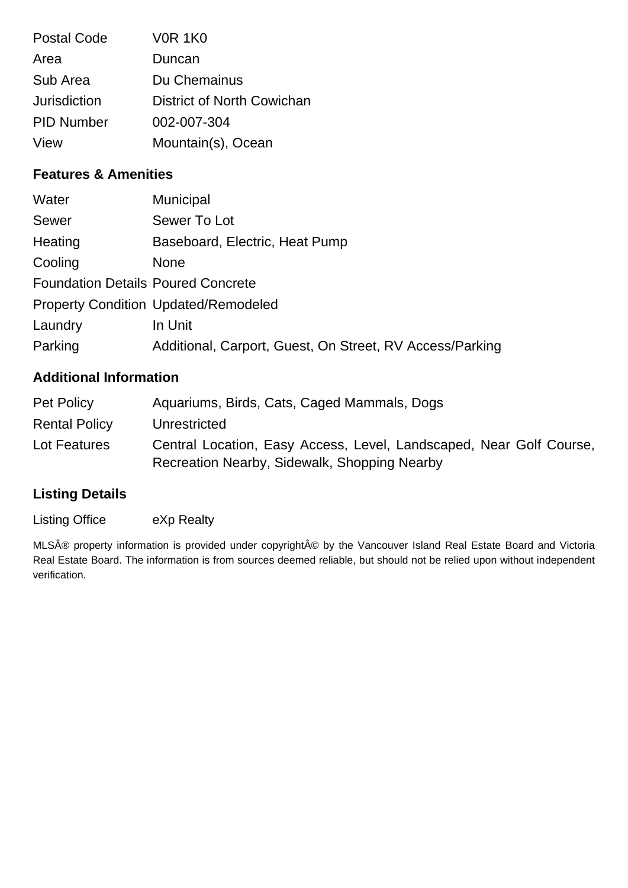| | |
|---|---|
| Postal Code | V0R 1K0 |
| Area | Duncan |
| Sub Area | Du Chemainus |
| Jurisdiction | District of North Cowichan |
| PID Number | 002-007-304 |
| View | Mountain(s), Ocean |

### Features & Amenities

| | |
|---|---|
| Water | Municipal |
| Sewer | Sewer To Lot |
| Heating | Baseboard, Electric, Heat Pump |
| Cooling | None |
| Foundation Details | Poured Concrete |
| Property Condition | Updated/Remodeled |
| Laundry | In Unit |
| Parking | Additional, Carport, Guest, On Street, RV Access/Parking |

### Additional Information

| | |
|---|---|
| Pet Policy | Aquariums, Birds, Cats, Caged Mammals, Dogs |
| Rental Policy | Unrestricted |
| Lot Features | Central Location, Easy Access, Level, Landscaped, Near Golf Course, Recreation Nearby, Sidewalk, Shopping Nearby |

### Listing Details

| | |
|---|---|
| Listing Office | eXp Realty |

MLSÂ® property information is provided under copyrightÂ© by the Vancouver Island Real Estate Board and Victoria Real Estate Board. The information is from sources deemed reliable, but should not be relied upon without independent verification.